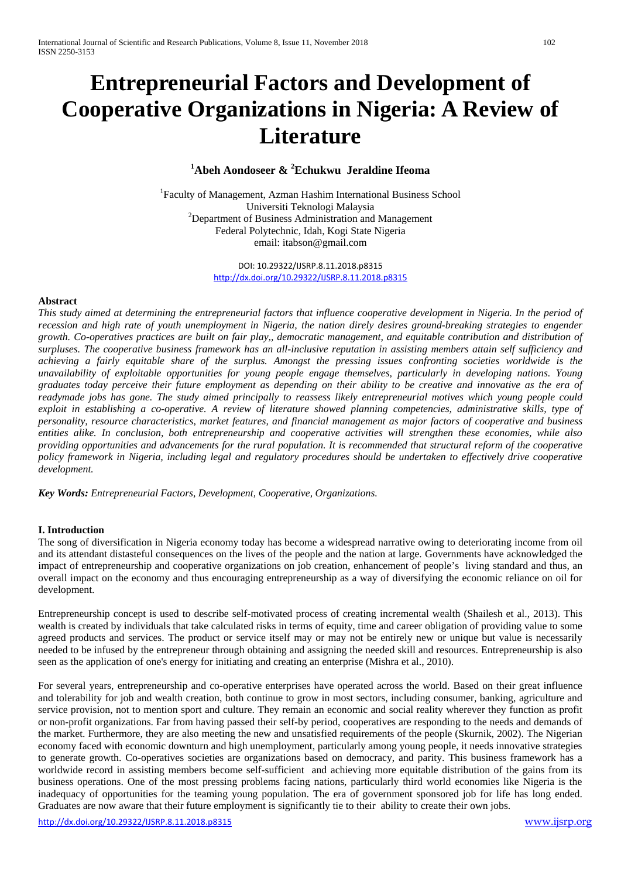# Entrepreneurial Factors and Development of Cooperative Organizations in Nigeria: A Review of Literature

**[1]Abeh Aondoseer & [2]Echukwu Jeraldine Ifeoma**

[1]Faculty of Management, Azman Hashim International Business School
Universiti Teknologi Malaysia
[2]Department of Business Administration and Management
Federal Polytechnic, Idah, Kogi State Nigeria
email: itabson@gmail.com

DOI: 10.29322/IJSRP.8.11.2018.p8315
http://dx.doi.org/10.29322/IJSRP.8.11.2018.p8315

**Abstract**

*This study aimed at determining the entrepreneurial factors that influence cooperative development in Nigeria. In the period of recession and high rate of youth unemployment in Nigeria, the nation direly desires ground-breaking strategies to engender growth. Co-operatives practices are built on fair play,, democratic management, and equitable contribution and distribution of surpluses. The cooperative business framework has an all-inclusive reputation in assisting members attain self sufficiency and achieving a fairly equitable share of the surplus. Amongst the pressing issues confronting societies worldwide is the unavailability of exploitable opportunities for young people engage themselves, particularly in developing nations. Young graduates today perceive their future employment as depending on their ability to be creative and innovative as the era of readymade jobs has gone. The study aimed principally to reassess likely entrepreneurial motives which young people could exploit in establishing a co-operative. A review of literature showed planning competencies, administrative skills, type of personality, resource characteristics, market features, and financial management as major factors of cooperative and business entities alike. In conclusion, both entrepreneurship and cooperative activities will strengthen these economies, while also providing opportunities and advancements for the rural population. It is recommended that structural reform of the cooperative policy framework in Nigeria, including legal and regulatory procedures should be undertaken to effectively drive cooperative development.*

***Key Words:*** *Entrepreneurial Factors, Development, Cooperative, Organizations.*

## I. Introduction

The song of diversification in Nigeria economy today has become a widespread narrative owing to deteriorating income from oil and its attendant distasteful consequences on the lives of the people and the nation at large. Governments have acknowledged the impact of entrepreneurship and cooperative organizations on job creation, enhancement of people's living standard and thus, an overall impact on the economy and thus encouraging entrepreneurship as a way of diversifying the economic reliance on oil for development.

Entrepreneurship concept is used to describe self-motivated process of creating incremental wealth (Shailesh et al., 2013). This wealth is created by individuals that take calculated risks in terms of equity, time and career obligation of providing value to some agreed products and services. The product or service itself may or may not be entirely new or unique but value is necessarily needed to be infused by the entrepreneur through obtaining and assigning the needed skill and resources. Entrepreneurship is also seen as the application of one's energy for initiating and creating an enterprise (Mishra et al., 2010).

For several years, entrepreneurship and co-operative enterprises have operated across the world. Based on their great influence and tolerability for job and wealth creation, both continue to grow in most sectors, including consumer, banking, agriculture and service provision, not to mention sport and culture. They remain an economic and social reality wherever they function as profit or non-profit organizations. Far from having passed their self-by period, cooperatives are responding to the needs and demands of the market. Furthermore, they are also meeting the new and unsatisfied requirements of the people (Skurnik, 2002). The Nigerian economy faced with economic downturn and high unemployment, particularly among young people, it needs innovative strategies to generate growth. Co-operatives societies are organizations based on democracy, and parity. This business framework has a worldwide record in assisting members become self-sufficient and achieving more equitable distribution of the gains from its business operations. One of the most pressing problems facing nations, particularly third world economies like Nigeria is the inadequacy of opportunities for the teaming young population. The era of government sponsored job for life has long ended. Graduates are now aware that their future employment is significantly tie to their ability to create their own jobs.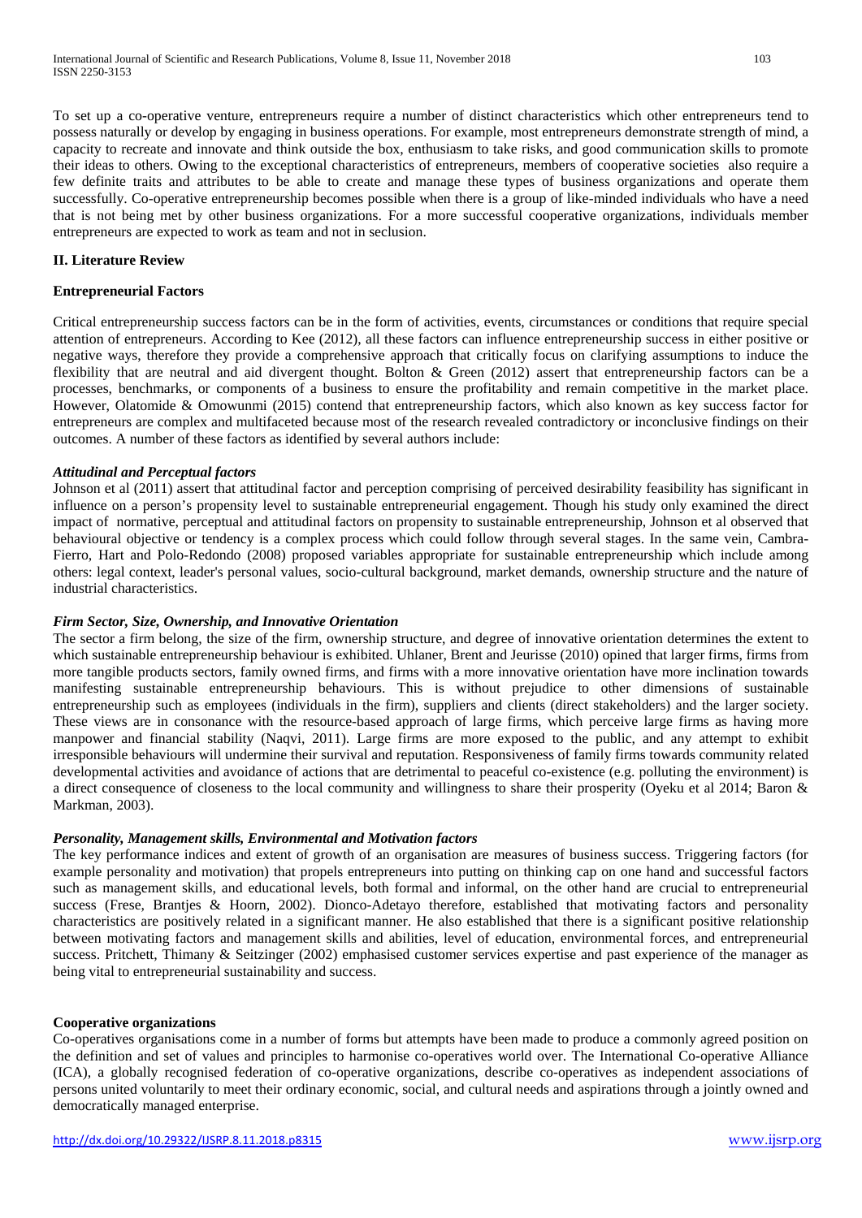To set up a co-operative venture, entrepreneurs require a number of distinct characteristics which other entrepreneurs tend to possess naturally or develop by engaging in business operations. For example, most entrepreneurs demonstrate strength of mind, a capacity to recreate and innovate and think outside the box, enthusiasm to take risks, and good communication skills to promote their ideas to others. Owing to the exceptional characteristics of entrepreneurs, members of cooperative societies also require a few definite traits and attributes to be able to create and manage these types of business organizations and operate them successfully. Co-operative entrepreneurship becomes possible when there is a group of like-minded individuals who have a need that is not being met by other business organizations. For a more successful cooperative organizations, individuals member entrepreneurs are expected to work as team and not in seclusion.

## II. Literature Review

### Entrepreneurial Factors

Critical entrepreneurship success factors can be in the form of activities, events, circumstances or conditions that require special attention of entrepreneurs. According to Kee (2012), all these factors can influence entrepreneurship success in either positive or negative ways, therefore they provide a comprehensive approach that critically focus on clarifying assumptions to induce the flexibility that are neutral and aid divergent thought. Bolton & Green (2012) assert that entrepreneurship factors can be a processes, benchmarks, or components of a business to ensure the profitability and remain competitive in the market place. However, Olatomide & Omowunmi (2015) contend that entrepreneurship factors, which also known as key success factor for entrepreneurs are complex and multifaceted because most of the research revealed contradictory or inconclusive findings on their outcomes. A number of these factors as identified by several authors include:

#### *Attitudinal and Perceptual factors*

Johnson et al (2011) assert that attitudinal factor and perception comprising of perceived desirability feasibility has significant in influence on a person's propensity level to sustainable entrepreneurial engagement. Though his study only examined the direct impact of normative, perceptual and attitudinal factors on propensity to sustainable entrepreneurship, Johnson et al observed that behavioural objective or tendency is a complex process which could follow through several stages. In the same vein, Cambra-Fierro, Hart and Polo-Redondo (2008) proposed variables appropriate for sustainable entrepreneurship which include among others: legal context, leader's personal values, socio-cultural background, market demands, ownership structure and the nature of industrial characteristics.

#### *Firm Sector, Size, Ownership, and Innovative Orientation*

The sector a firm belong, the size of the firm, ownership structure, and degree of innovative orientation determines the extent to which sustainable entrepreneurship behaviour is exhibited. Uhlaner, Brent and Jeurisse (2010) opined that larger firms, firms from more tangible products sectors, family owned firms, and firms with a more innovative orientation have more inclination towards manifesting sustainable entrepreneurship behaviours. This is without prejudice to other dimensions of sustainable entrepreneurship such as employees (individuals in the firm), suppliers and clients (direct stakeholders) and the larger society. These views are in consonance with the resource-based approach of large firms, which perceive large firms as having more manpower and financial stability (Naqvi, 2011). Large firms are more exposed to the public, and any attempt to exhibit irresponsible behaviours will undermine their survival and reputation. Responsiveness of family firms towards community related developmental activities and avoidance of actions that are detrimental to peaceful co-existence (e.g. polluting the environment) is a direct consequence of closeness to the local community and willingness to share their prosperity (Oyeku et al 2014; Baron & Markman, 2003).

#### *Personality, Management skills, Environmental and Motivation factors*

The key performance indices and extent of growth of an organisation are measures of business success. Triggering factors (for example personality and motivation) that propels entrepreneurs into putting on thinking cap on one hand and successful factors such as management skills, and educational levels, both formal and informal, on the other hand are crucial to entrepreneurial success (Frese, Brantjes & Hoorn, 2002). Dionco-Adetayo therefore, established that motivating factors and personality characteristics are positively related in a significant manner. He also established that there is a significant positive relationship between motivating factors and management skills and abilities, level of education, environmental forces, and entrepreneurial success. Pritchett, Thimany & Seitzinger (2002) emphasised customer services expertise and past experience of the manager as being vital to entrepreneurial sustainability and success.

### Cooperative organizations

Co-operatives organisations come in a number of forms but attempts have been made to produce a commonly agreed position on the definition and set of values and principles to harmonise co-operatives world over. The International Co-operative Alliance (ICA), a globally recognised federation of co-operative organizations, describe co-operatives as independent associations of persons united voluntarily to meet their ordinary economic, social, and cultural needs and aspirations through a jointly owned and democratically managed enterprise.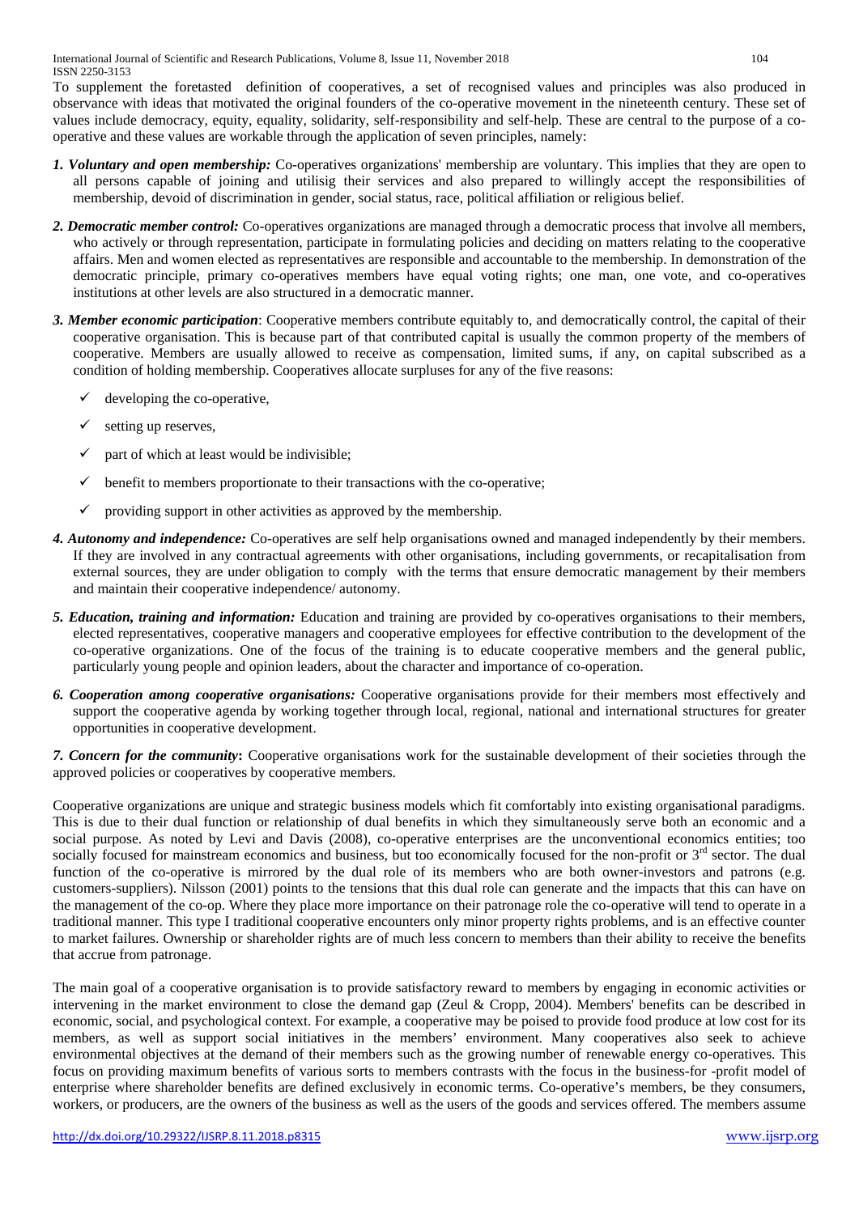To supplement the foretasted definition of cooperatives, a set of recognised values and principles was also produced in observance with ideas that motivated the original founders of the co-operative movement in the nineteenth century. These set of values include democracy, equity, equality, solidarity, self-responsibility and self-help. These are central to the purpose of a co-operative and these values are workable through the application of seven principles, namely:

1. ***Voluntary and open membership:*** Co-operatives organizations' membership are voluntary. This implies that they are open to all persons capable of joining and utilisig their services and also prepared to willingly accept the responsibilities of membership, devoid of discrimination in gender, social status, race, political affiliation or religious belief.

2. ***Democratic member control:*** Co-operatives organizations are managed through a democratic process that involve all members, who actively or through representation, participate in formulating policies and deciding on matters relating to the cooperative affairs. Men and women elected as representatives are responsible and accountable to the membership. In demonstration of the democratic principle, primary co-operatives members have equal voting rights; one man, one vote, and co-operatives institutions at other levels are also structured in a democratic manner.

3. ***Member economic participation***: Cooperative members contribute equitably to, and democratically control, the capital of their cooperative organisation. This is because part of that contributed capital is usually the common property of the members of cooperative. Members are usually allowed to receive as compensation, limited sums, if any, on capital subscribed as a condition of holding membership. Cooperatives allocate surpluses for any of the five reasons:
   - ✓ developing the co-operative,
   - ✓ setting up reserves,
   - ✓ part of which at least would be indivisible;
   - ✓ benefit to members proportionate to their transactions with the co-operative;
   - ✓ providing support in other activities as approved by the membership.

4. ***Autonomy and independence:*** Co-operatives are self help organisations owned and managed independently by their members. If they are involved in any contractual agreements with other organisations, including governments, or recapitalisation from external sources, they are under obligation to comply with the terms that ensure democratic management by their members and maintain their cooperative independence/ autonomy.

5. ***Education, training and information:*** Education and training are provided by co-operatives organisations to their members, elected representatives, cooperative managers and cooperative employees for effective contribution to the development of the co-operative organizations. One of the focus of the training is to educate cooperative members and the general public, particularly young people and opinion leaders, about the character and importance of co-operation.

6. ***Cooperation among cooperative organisations:*** Cooperative organisations provide for their members most effectively and support the cooperative agenda by working together through local, regional, national and international structures for greater opportunities in cooperative development.

7. ***Concern for the community*****:** Cooperative organisations work for the sustainable development of their societies through the approved policies or cooperatives by cooperative members.

Cooperative organizations are unique and strategic business models which fit comfortably into existing organisational paradigms. This is due to their dual function or relationship of dual benefits in which they simultaneously serve both an economic and a social purpose. As noted by Levi and Davis (2008), co-operative enterprises are the unconventional economics entities; too socially focused for mainstream economics and business, but too economically focused for the non-profit or 3rd sector. The dual function of the co-operative is mirrored by the dual role of its members who are both owner-investors and patrons (e.g. customers-suppliers). Nilsson (2001) points to the tensions that this dual role can generate and the impacts that this can have on the management of the co-op. Where they place more importance on their patronage role the co-operative will tend to operate in a traditional manner. This type I traditional cooperative encounters only minor property rights problems, and is an effective counter to market failures. Ownership or shareholder rights are of much less concern to members than their ability to receive the benefits that accrue from patronage.

The main goal of a cooperative organisation is to provide satisfactory reward to members by engaging in economic activities or intervening in the market environment to close the demand gap (Zeul & Cropp, 2004). Members' benefits can be described in economic, social, and psychological context. For example, a cooperative may be poised to provide food produce at low cost for its members, as well as support social initiatives in the members' environment. Many cooperatives also seek to achieve environmental objectives at the demand of their members such as the growing number of renewable energy co-operatives. This focus on providing maximum benefits of various sorts to members contrasts with the focus in the business-for -profit model of enterprise where shareholder benefits are defined exclusively in economic terms. Co-operative's members, be they consumers, workers, or producers, are the owners of the business as well as the users of the goods and services offered. The members assume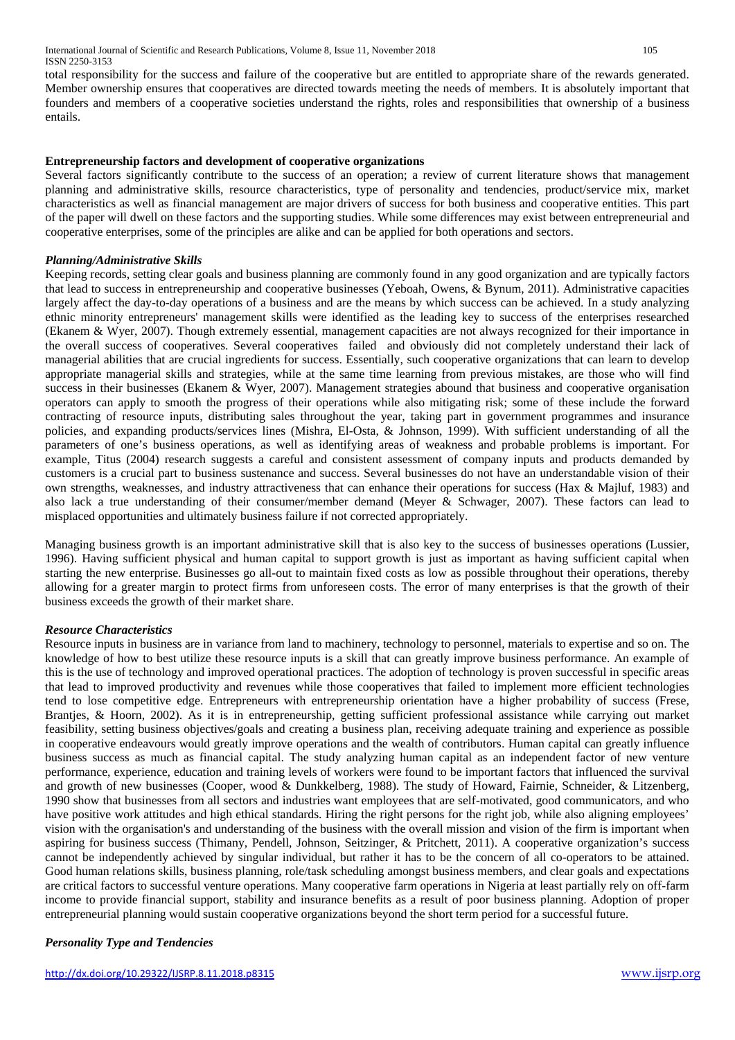total responsibility for the success and failure of the cooperative but are entitled to appropriate share of the rewards generated. Member ownership ensures that cooperatives are directed towards meeting the needs of members. It is absolutely important that founders and members of a cooperative societies understand the rights, roles and responsibilities that ownership of a business entails.

**Entrepreneurship factors and development of cooperative organizations**

Several factors significantly contribute to the success of an operation; a review of current literature shows that management planning and administrative skills, resource characteristics, type of personality and tendencies, product/service mix, market characteristics as well as financial management are major drivers of success for both business and cooperative entities. This part of the paper will dwell on these factors and the supporting studies. While some differences may exist between entrepreneurial and cooperative enterprises, some of the principles are alike and can be applied for both operations and sectors.

***Planning/Administrative Skills***

Keeping records, setting clear goals and business planning are commonly found in any good organization and are typically factors that lead to success in entrepreneurship and cooperative businesses (Yeboah, Owens, & Bynum, 2011). Administrative capacities largely affect the day-to-day operations of a business and are the means by which success can be achieved. In a study analyzing ethnic minority entrepreneurs' management skills were identified as the leading key to success of the enterprises researched (Ekanem & Wyer, 2007). Though extremely essential, management capacities are not always recognized for their importance in the overall success of cooperatives. Several cooperatives failed and obviously did not completely understand their lack of managerial abilities that are crucial ingredients for success. Essentially, such cooperative organizations that can learn to develop appropriate managerial skills and strategies, while at the same time learning from previous mistakes, are those who will find success in their businesses (Ekanem & Wyer, 2007). Management strategies abound that business and cooperative organisation operators can apply to smooth the progress of their operations while also mitigating risk; some of these include the forward contracting of resource inputs, distributing sales throughout the year, taking part in government programmes and insurance policies, and expanding products/services lines (Mishra, El-Osta, & Johnson, 1999). With sufficient understanding of all the parameters of one's business operations, as well as identifying areas of weakness and probable problems is important. For example, Titus (2004) research suggests a careful and consistent assessment of company inputs and products demanded by customers is a crucial part to business sustenance and success. Several businesses do not have an understandable vision of their own strengths, weaknesses, and industry attractiveness that can enhance their operations for success (Hax & Majluf, 1983) and also lack a true understanding of their consumer/member demand (Meyer & Schwager, 2007). These factors can lead to misplaced opportunities and ultimately business failure if not corrected appropriately.

Managing business growth is an important administrative skill that is also key to the success of businesses operations (Lussier, 1996). Having sufficient physical and human capital to support growth is just as important as having sufficient capital when starting the new enterprise. Businesses go all-out to maintain fixed costs as low as possible throughout their operations, thereby allowing for a greater margin to protect firms from unforeseen costs. The error of many enterprises is that the growth of their business exceeds the growth of their market share.

***Resource Characteristics***

Resource inputs in business are in variance from land to machinery, technology to personnel, materials to expertise and so on. The knowledge of how to best utilize these resource inputs is a skill that can greatly improve business performance. An example of this is the use of technology and improved operational practices. The adoption of technology is proven successful in specific areas that lead to improved productivity and revenues while those cooperatives that failed to implement more efficient technologies tend to lose competitive edge. Entrepreneurs with entrepreneurship orientation have a higher probability of success (Frese, Brantjes, & Hoorn, 2002). As it is in entrepreneurship, getting sufficient professional assistance while carrying out market feasibility, setting business objectives/goals and creating a business plan, receiving adequate training and experience as possible in cooperative endeavours would greatly improve operations and the wealth of contributors. Human capital can greatly influence business success as much as financial capital. The study analyzing human capital as an independent factor of new venture performance, experience, education and training levels of workers were found to be important factors that influenced the survival and growth of new businesses (Cooper, wood & Dunkkelberg, 1988). The study of Howard, Fairnie, Schneider, & Litzenberg, 1990 show that businesses from all sectors and industries want employees that are self-motivated, good communicators, and who have positive work attitudes and high ethical standards. Hiring the right persons for the right job, while also aligning employees' vision with the organisation's and understanding of the business with the overall mission and vision of the firm is important when aspiring for business success (Thimany, Pendell, Johnson, Seitzinger, & Pritchett, 2011). A cooperative organization's success cannot be independently achieved by singular individual, but rather it has to be the concern of all co-operators to be attained. Good human relations skills, business planning, role/task scheduling amongst business members, and clear goals and expectations are critical factors to successful venture operations. Many cooperative farm operations in Nigeria at least partially rely on off-farm income to provide financial support, stability and insurance benefits as a result of poor business planning. Adoption of proper entrepreneurial planning would sustain cooperative organizations beyond the short term period for a successful future.

***Personality Type and Tendencies***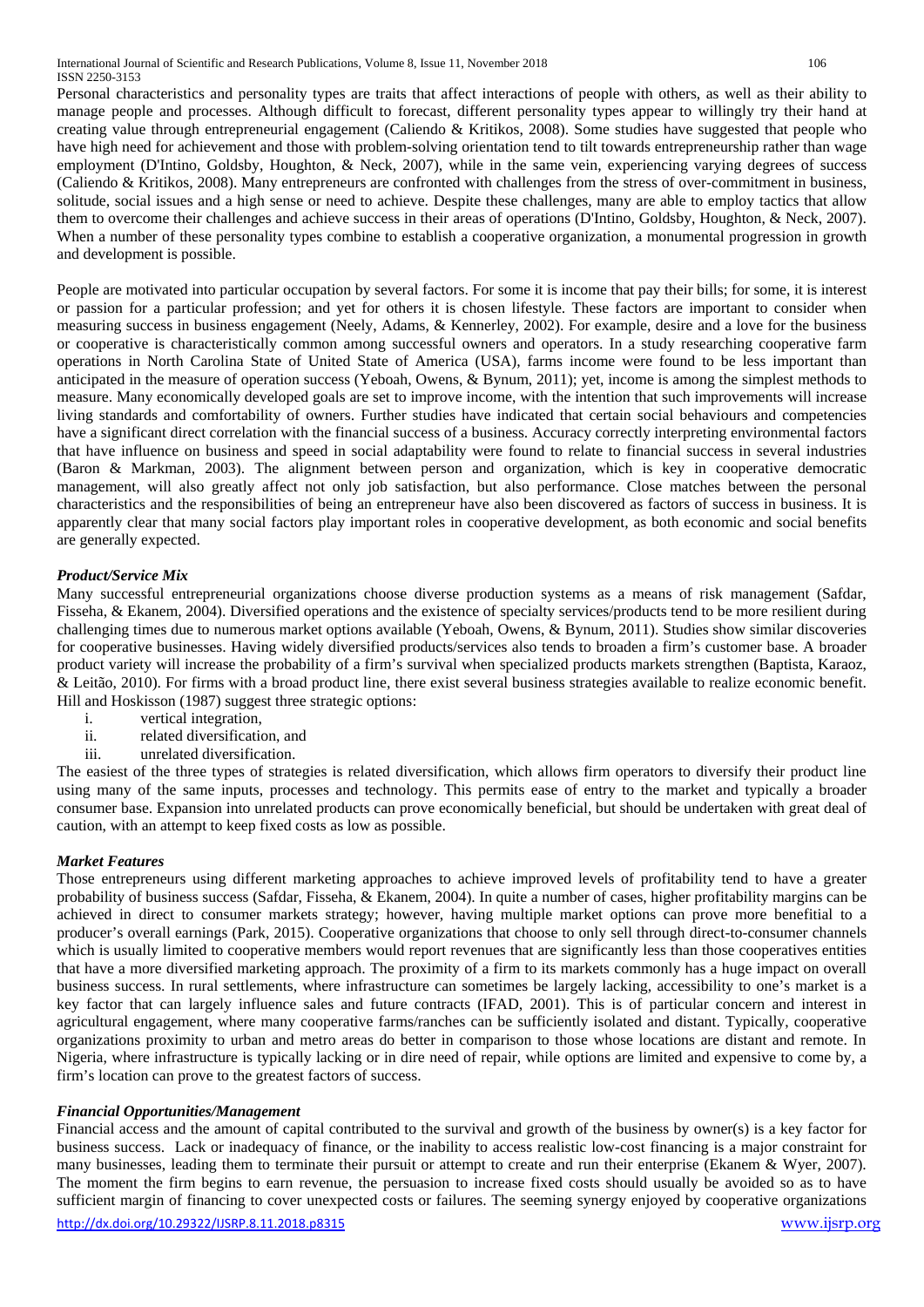Personal characteristics and personality types are traits that affect interactions of people with others, as well as their ability to manage people and processes. Although difficult to forecast, different personality types appear to willingly try their hand at creating value through entrepreneurial engagement (Caliendo & Kritikos, 2008). Some studies have suggested that people who have high need for achievement and those with problem-solving orientation tend to tilt towards entrepreneurship rather than wage employment (D'Intino, Goldsby, Houghton, & Neck, 2007), while in the same vein, experiencing varying degrees of success (Caliendo & Kritikos, 2008). Many entrepreneurs are confronted with challenges from the stress of over-commitment in business, solitude, social issues and a high sense or need to achieve. Despite these challenges, many are able to employ tactics that allow them to overcome their challenges and achieve success in their areas of operations (D'Intino, Goldsby, Houghton, & Neck, 2007). When a number of these personality types combine to establish a cooperative organization, a monumental progression in growth and development is possible.

People are motivated into particular occupation by several factors. For some it is income that pay their bills; for some, it is interest or passion for a particular profession; and yet for others it is chosen lifestyle. These factors are important to consider when measuring success in business engagement (Neely, Adams, & Kennerley, 2002). For example, desire and a love for the business or cooperative is characteristically common among successful owners and operators. In a study researching cooperative farm operations in North Carolina State of United State of America (USA), farms income were found to be less important than anticipated in the measure of operation success (Yeboah, Owens, & Bynum, 2011); yet, income is among the simplest methods to measure. Many economically developed goals are set to improve income, with the intention that such improvements will increase living standards and comfortability of owners. Further studies have indicated that certain social behaviours and competencies have a significant direct correlation with the financial success of a business. Accuracy correctly interpreting environmental factors that have influence on business and speed in social adaptability were found to relate to financial success in several industries (Baron & Markman, 2003). The alignment between person and organization, which is key in cooperative democratic management, will also greatly affect not only job satisfaction, but also performance. Close matches between the personal characteristics and the responsibilities of being an entrepreneur have also been discovered as factors of success in business. It is apparently clear that many social factors play important roles in cooperative development, as both economic and social benefits are generally expected.

***Product/Service Mix***

Many successful entrepreneurial organizations choose diverse production systems as a means of risk management (Safdar, Fisseha, & Ekanem, 2004). Diversified operations and the existence of specialty services/products tend to be more resilient during challenging times due to numerous market options available (Yeboah, Owens, & Bynum, 2011). Studies show similar discoveries for cooperative businesses. Having widely diversified products/services also tends to broaden a firm's customer base. A broader product variety will increase the probability of a firm's survival when specialized products markets strengthen (Baptista, Karaoz, & Leitão, 2010). For firms with a broad product line, there exist several business strategies available to realize economic benefit. Hill and Hoskisson (1987) suggest three strategic options:

i. vertical integration,
ii. related diversification, and
iii. unrelated diversification.

The easiest of the three types of strategies is related diversification, which allows firm operators to diversify their product line using many of the same inputs, processes and technology. This permits ease of entry to the market and typically a broader consumer base. Expansion into unrelated products can prove economically beneficial, but should be undertaken with great deal of caution, with an attempt to keep fixed costs as low as possible.

***Market Features***

Those entrepreneurs using different marketing approaches to achieve improved levels of profitability tend to have a greater probability of business success (Safdar, Fisseha, & Ekanem, 2004). In quite a number of cases, higher profitability margins can be achieved in direct to consumer markets strategy; however, having multiple market options can prove more benefitial to a producer's overall earnings (Park, 2015). Cooperative organizations that choose to only sell through direct-to-consumer channels which is usually limited to cooperative members would report revenues that are significantly less than those cooperatives entities that have a more diversified marketing approach. The proximity of a firm to its markets commonly has a huge impact on overall business success. In rural settlements, where infrastructure can sometimes be largely lacking, accessibility to one's market is a key factor that can largely influence sales and future contracts (IFAD, 2001). This is of particular concern and interest in agricultural engagement, where many cooperative farms/ranches can be sufficiently isolated and distant. Typically, cooperative organizations proximity to urban and metro areas do better in comparison to those whose locations are distant and remote. In Nigeria, where infrastructure is typically lacking or in dire need of repair, while options are limited and expensive to come by, a firm's location can prove to the greatest factors of success.

***Financial Opportunities/Management***

Financial access and the amount of capital contributed to the survival and growth of the business by owner(s) is a key factor for business success. Lack or inadequacy of finance, or the inability to access realistic low-cost financing is a major constraint for many businesses, leading them to terminate their pursuit or attempt to create and run their enterprise (Ekanem & Wyer, 2007). The moment the firm begins to earn revenue, the persuasion to increase fixed costs should usually be avoided so as to have sufficient margin of financing to cover unexpected costs or failures. The seeming synergy enjoyed by cooperative organizations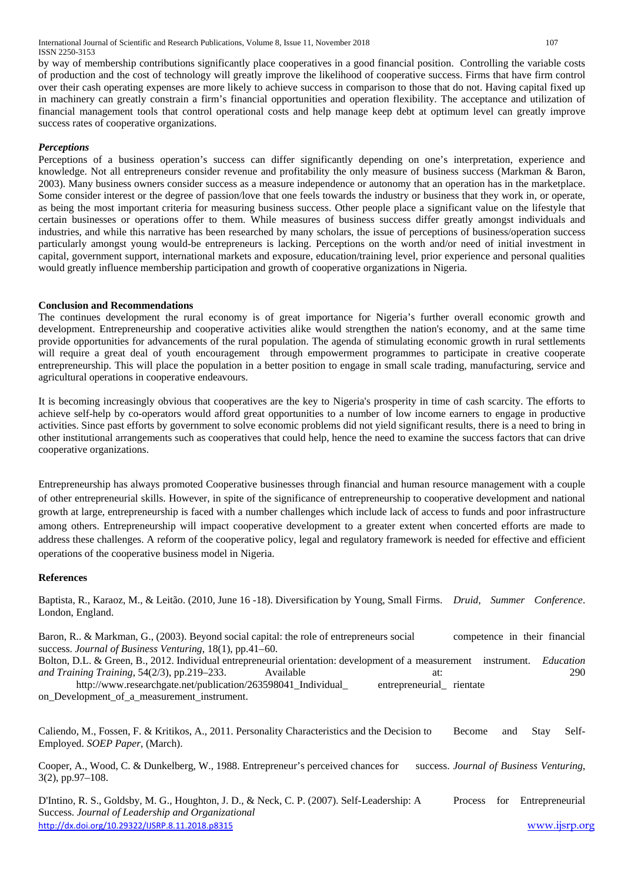by way of membership contributions significantly place cooperatives in a good financial position. Controlling the variable costs of production and the cost of technology will greatly improve the likelihood of cooperative success. Firms that have firm control over their cash operating expenses are more likely to achieve success in comparison to those that do not. Having capital fixed up in machinery can greatly constrain a firm's financial opportunities and operation flexibility. The acceptance and utilization of financial management tools that control operational costs and help manage keep debt at optimum level can greatly improve success rates of cooperative organizations.

### *Perceptions*

Perceptions of a business operation's success can differ significantly depending on one's interpretation, experience and knowledge. Not all entrepreneurs consider revenue and profitability the only measure of business success (Markman & Baron, 2003). Many business owners consider success as a measure independence or autonomy that an operation has in the marketplace. Some consider interest or the degree of passion/love that one feels towards the industry or business that they work in, or operate, as being the most important criteria for measuring business success. Other people place a significant value on the lifestyle that certain businesses or operations offer to them. While measures of business success differ greatly amongst individuals and industries, and while this narrative has been researched by many scholars, the issue of perceptions of business/operation success particularly amongst young would-be entrepreneurs is lacking. Perceptions on the worth and/or need of initial investment in capital, government support, international markets and exposure, education/training level, prior experience and personal qualities would greatly influence membership participation and growth of cooperative organizations in Nigeria.

## Conclusion and Recommendations

The continues development the rural economy is of great importance for Nigeria's further overall economic growth and development. Entrepreneurship and cooperative activities alike would strengthen the nation's economy, and at the same time provide opportunities for advancements of the rural population. The agenda of stimulating economic growth in rural settlements will require a great deal of youth encouragement through empowerment programmes to participate in creative cooperate entrepreneurship. This will place the population in a better position to engage in small scale trading, manufacturing, service and agricultural operations in cooperative endeavours.

It is becoming increasingly obvious that cooperatives are the key to Nigeria's prosperity in time of cash scarcity. The efforts to achieve self-help by co-operators would afford great opportunities to a number of low income earners to engage in productive activities. Since past efforts by government to solve economic problems did not yield significant results, there is a need to bring in other institutional arrangements such as cooperatives that could help, hence the need to examine the success factors that can drive cooperative organizations.

Entrepreneurship has always promoted Cooperative businesses through financial and human resource management with a couple of other entrepreneurial skills. However, in spite of the significance of entrepreneurship to cooperative development and national growth at large, entrepreneurship is faced with a number challenges which include lack of access to funds and poor infrastructure among others. Entrepreneurship will impact cooperative development to a greater extent when concerted efforts are made to address these challenges. A reform of the cooperative policy, legal and regulatory framework is needed for effective and efficient operations of the cooperative business model in Nigeria.

## References

Baptista, R., Karaoz, M., & Leitão. (2010, June 16 -18). Diversification by Young, Small Firms. *Druid, Summer Conference*. London, England.

Baron, R.. & Markman, G., (2003). Beyond social capital: the role of entrepreneurs social competence in their financial success. *Journal of Business Venturing*, 18(1), pp.41–60.

Bolton, D.L. & Green, B., 2012. Individual entrepreneurial orientation: development of a measurement instrument. *Education and Training Training*, 54(2/3), pp.219–233. Available at: 290 http://www.researchgate.net/publication/263598041_Individual_ entrepreneurial_ rientate on_Development_of_a_measurement_instrument.

Caliendo, M., Fossen, F. & Kritikos, A., 2011. Personality Characteristics and the Decision to Become and Stay Self-Employed. *SOEP Paper*, (March).

Cooper, A., Wood, C. & Dunkelberg, W., 1988. Entrepreneur's perceived chances for success. *Journal of Business Venturing*, 3(2), pp.97–108.

D'Intino, R. S., Goldsby, M. G., Houghton, J. D., & Neck, C. P. (2007). Self-Leadership: A Process for Entrepreneurial Success. *Journal of Leadership and Organizational*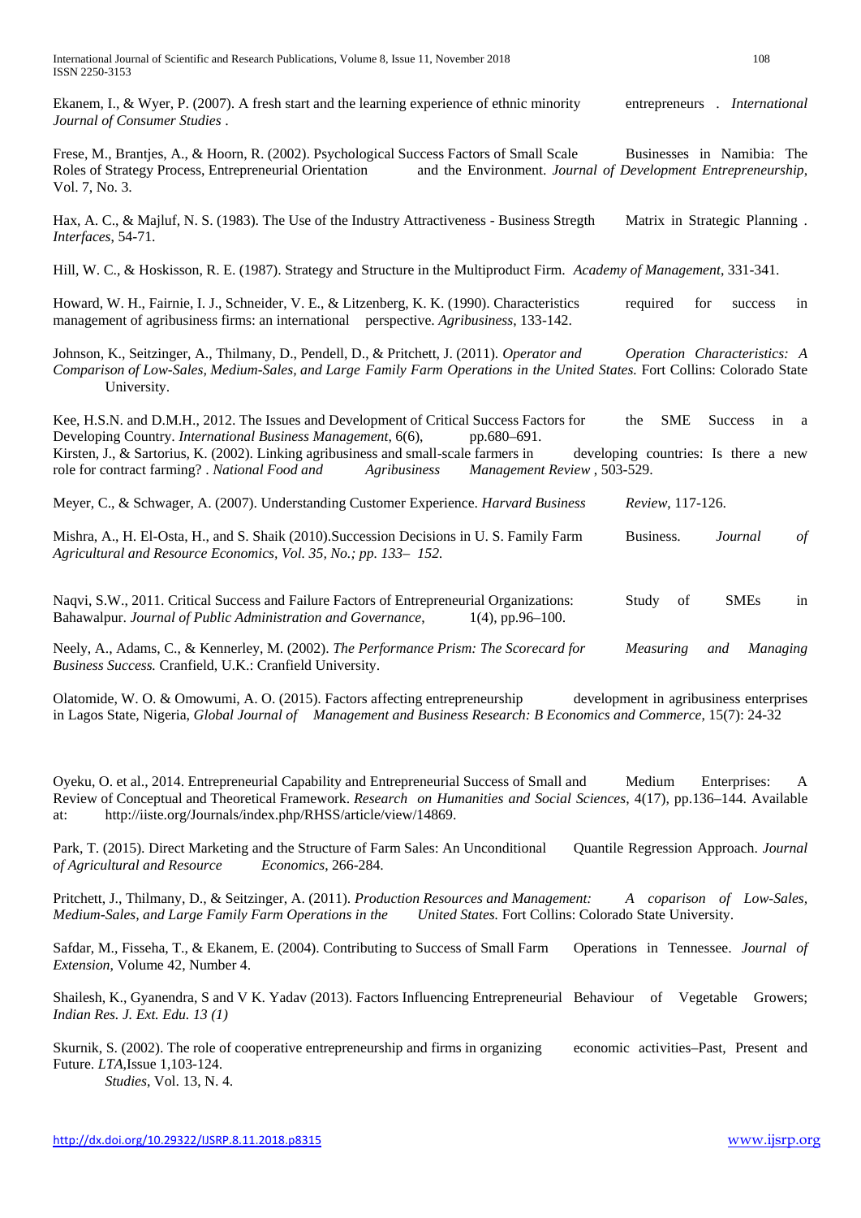Ekanem, I., & Wyer, P. (2007). A fresh start and the learning experience of ethnic minority entrepreneurs . *International Journal of Consumer Studies* .

Frese, M., Brantjes, A., & Hoorn, R. (2002). Psychological Success Factors of Small Scale Businesses in Namibia: The Roles of Strategy Process, Entrepreneurial Orientation and the Environment. *Journal of Development Entrepreneurship*, Vol. 7, No. 3.

Hax, A. C., & Majluf, N. S. (1983). The Use of the Industry Attractiveness - Business Stregth Matrix in Strategic Planning . *Interfaces*, 54-71.

Hill, W. C., & Hoskisson, R. E. (1987). Strategy and Structure in the Multiproduct Firm. *Academy of Management*, 331-341.

Howard, W. H., Fairnie, I. J., Schneider, V. E., & Litzenberg, K. K. (1990). Characteristics required for success in management of agribusiness firms: an international perspective. *Agribusiness*, 133-142.

Johnson, K., Seitzinger, A., Thilmany, D., Pendell, D., & Pritchett, J. (2011). *Operator and Operation Characteristics: A Comparison of Low-Sales, Medium-Sales, and Large Family Farm Operations in the United States.* Fort Collins: Colorado State University.

Kee, H.S.N. and D.M.H., 2012. The Issues and Development of Critical Success Factors for the SME Success in a Developing Country. *International Business Management*, 6(6), pp.680–691.

Kirsten, J., & Sartorius, K. (2002). Linking agribusiness and small-scale farmers in developing countries: Is there a new role for contract farming? . *National Food and Agribusiness Management Review* , 503-529.

Meyer, C., & Schwager, A. (2007). Understanding Customer Experience. *Harvard Business Review*, 117-126.

Mishra, A., H. El-Osta, H., and S. Shaik (2010).Succession Decisions in U. S. Family Farm Business. *Journal of Agricultural and Resource Economics, Vol. 35, No.; pp. 133– 152.*

Naqvi, S.W., 2011. Critical Success and Failure Factors of Entrepreneurial Organizations: Study of SMEs in Bahawalpur. *Journal of Public Administration and Governance*, 1(4), pp.96–100.

Neely, A., Adams, C., & Kennerley, M. (2002). *The Performance Prism: The Scorecard for Measuring and Managing Business Success.* Cranfield, U.K.: Cranfield University.

Olatomide, W. O. & Omowumi, A. O. (2015). Factors affecting entrepreneurship development in agribusiness enterprises in Lagos State, Nigeria, *Global Journal of Management and Business Research: B Economics and Commerce*, 15(7): 24-32

Oyeku, O. et al., 2014. Entrepreneurial Capability and Entrepreneurial Success of Small and Medium Enterprises: A Review of Conceptual and Theoretical Framework. *Research on Humanities and Social Sciences*, 4(17), pp.136–144. Available at: http://iiste.org/Journals/index.php/RHSS/article/view/14869.

Park, T. (2015). Direct Marketing and the Structure of Farm Sales: An Unconditional Quantile Regression Approach. *Journal of Agricultural and Resource Economics*, 266-284.

Pritchett, J., Thilmany, D., & Seitzinger, A. (2011). *Production Resources and Management: A coparison of Low-Sales, Medium-Sales, and Large Family Farm Operations in the United States.* Fort Collins: Colorado State University.

Safdar, M., Fisseha, T., & Ekanem, E. (2004). Contributing to Success of Small Farm Operations in Tennessee. *Journal of Extension*, Volume 42, Number 4.

Shailesh, K., Gyanendra, S and V K. Yadav (2013). Factors Influencing Entrepreneurial Behaviour of Vegetable Growers; *Indian Res. J. Ext. Edu. 13 (1)*

Skurnik, S. (2002). The role of cooperative entrepreneurship and firms in organizing economic activities–Past, Present and Future. *LTA*,Issue 1,103-124.
*Studies*, Vol. 13, N. 4.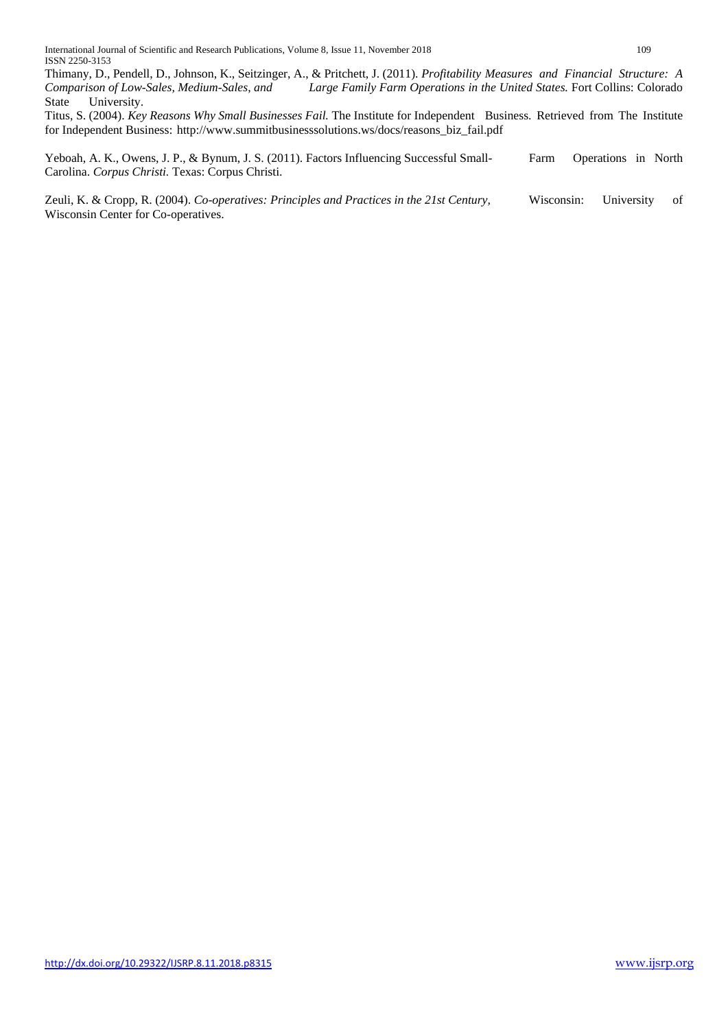Thimany, D., Pendell, D., Johnson, K., Seitzinger, A., & Pritchett, J. (2011). *Profitability Measures and Financial Structure: A Comparison of Low-Sales, Medium-Sales, and Large Family Farm Operations in the United States.* Fort Collins: Colorado State University.

Titus, S. (2004). *Key Reasons Why Small Businesses Fail.* The Institute for Independent Business. Retrieved from The Institute for Independent Business: http://www.summitbusinesssolutions.ws/docs/reasons_biz_fail.pdf

Yeboah, A. K., Owens, J. P., & Bynum, J. S. (2011). Factors Influencing Successful Small-Farm Operations in North Carolina. *Corpus Christi.* Texas: Corpus Christi.

Zeuli, K. & Cropp, R. (2004). *Co-operatives: Principles and Practices in the 21st Century,* Wisconsin: University of Wisconsin Center for Co-operatives.